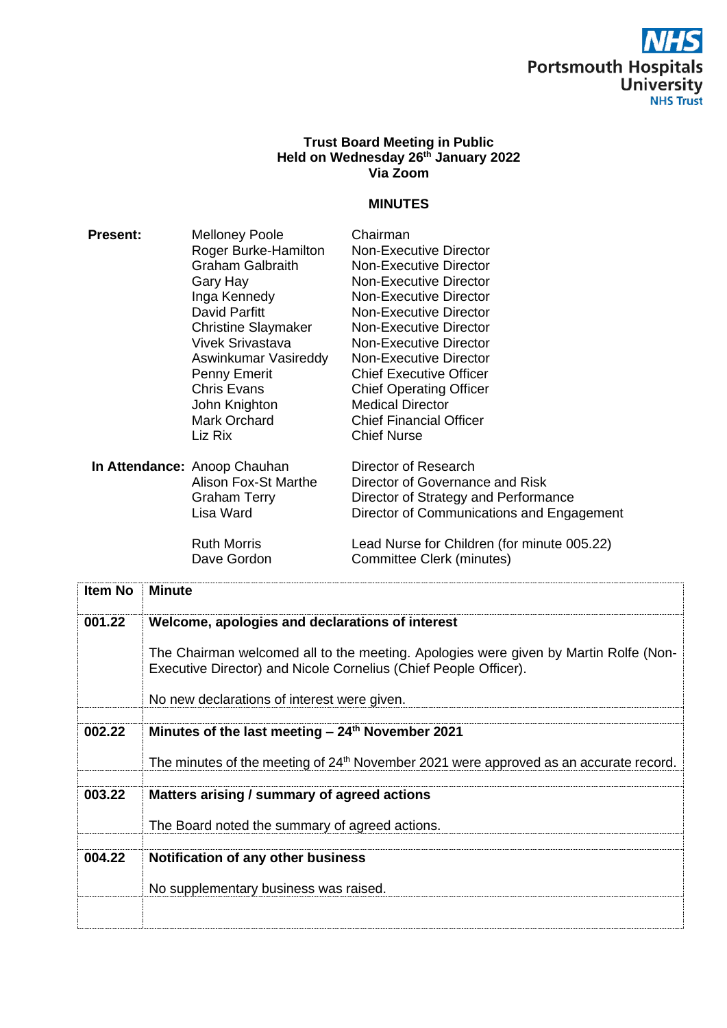Portsmouth Hospitals University NHS Trust

**Trust Board Meeting in Public**
**Held on Wednesday 26th January 2022**
**Via Zoom**

## MINUTES

| | | |
|---|---|---|
| **Present:** | Melloney Poole | Chairman |
| | Roger Burke-Hamilton | Non-Executive Director |
| | Graham Galbraith | Non-Executive Director |
| | Gary Hay | Non-Executive Director |
| | Inga Kennedy | Non-Executive Director |
| | David Parfitt | Non-Executive Director |
| | Christine Slaymaker | Non-Executive Director |
| | Vivek Srivastava | Non-Executive Director |
| | Aswinkumar Vasireddy | Non-Executive Director |
| | Penny Emerit | Chief Executive Officer |
| | Chris Evans | Chief Operating Officer |
| | John Knighton | Medical Director |
| | Mark Orchard | Chief Financial Officer |
| | Liz Rix | Chief Nurse |
| **In Attendance:** | Anoop Chauhan | Director of Research |
| | Alison Fox-St Marthe | Director of Governance and Risk |
| | Graham Terry | Director of Strategy and Performance |
| | Lisa Ward | Director of Communications and Engagement |
| | Ruth Morris | Lead Nurse for Children (for minute 005.22) |
| | Dave Gordon | Committee Clerk (minutes) |

| Item No | Minute |
|---|---|
| **001.22** | **Welcome, apologies and declarations of interest**<br><br>The Chairman welcomed all to the meeting. Apologies were given by Martin Rolfe (Non-Executive Director) and Nicole Cornelius (Chief People Officer).<br><br>No new declarations of interest were given. |
| **002.22** | **Minutes of the last meeting – 24th November 2021**<br><br>The minutes of the meeting of 24th November 2021 were approved as an accurate record. |
| **003.22** | **Matters arising / summary of agreed actions**<br><br>The Board noted the summary of agreed actions. |
| **004.22** | **Notification of any other business**<br><br>No supplementary business was raised. |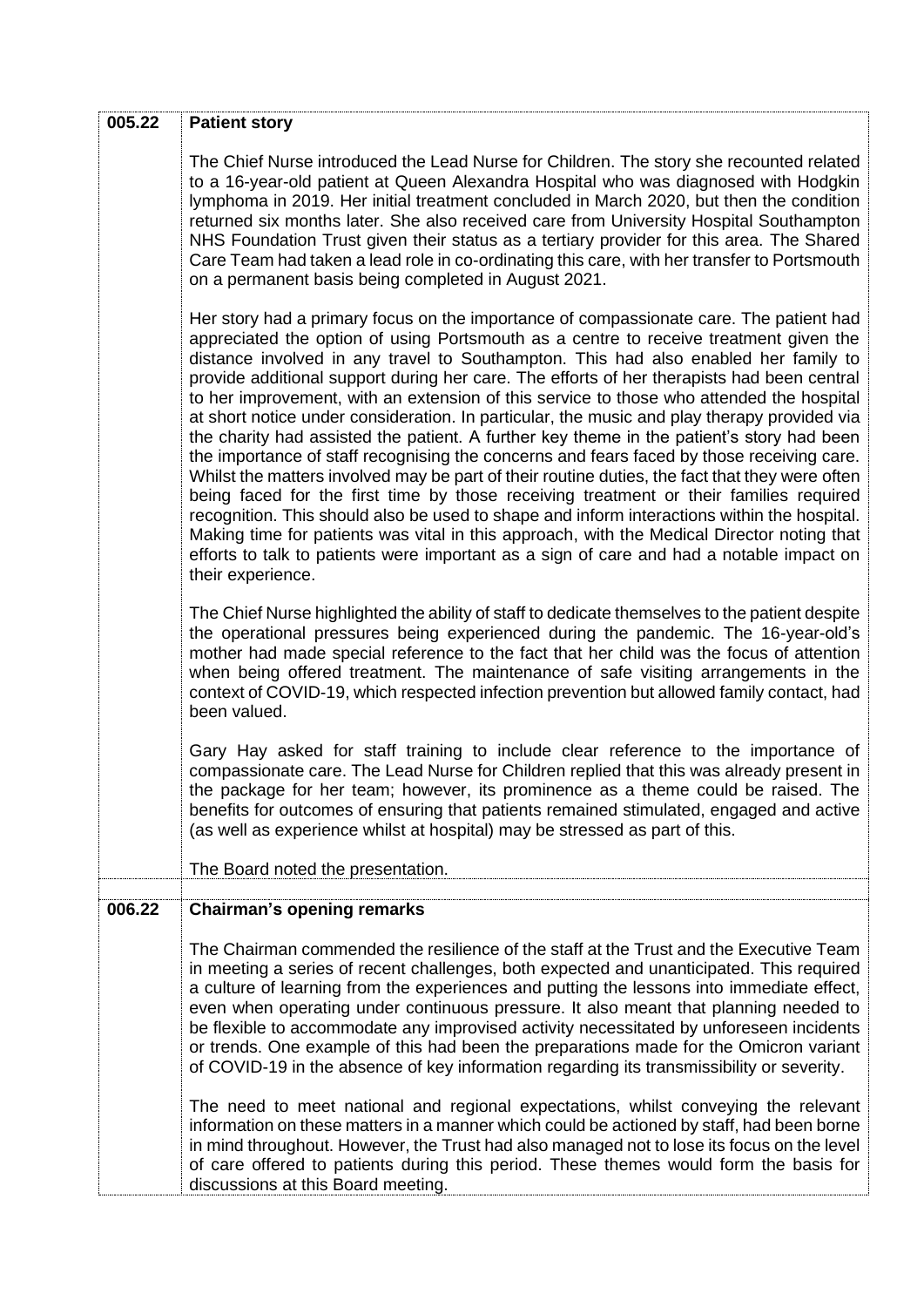| | |
|---|---|
| **005.22** | **Patient story** |
| | The Chief Nurse introduced the Lead Nurse for Children. The story she recounted related to a 16-year-old patient at Queen Alexandra Hospital who was diagnosed with Hodgkin lymphoma in 2019. Her initial treatment concluded in March 2020, but then the condition returned six months later. She also received care from University Hospital Southampton NHS Foundation Trust given their status as a tertiary provider for this area. The Shared Care Team had taken a lead role in co-ordinating this care, with her transfer to Portsmouth on a permanent basis being completed in August 2021. |
| | Her story had a primary focus on the importance of compassionate care. The patient had appreciated the option of using Portsmouth as a centre to receive treatment given the distance involved in any travel to Southampton. This had also enabled her family to provide additional support during her care. The efforts of her therapists had been central to her improvement, with an extension of this service to those who attended the hospital at short notice under consideration. In particular, the music and play therapy provided via the charity had assisted the patient. A further key theme in the patient's story had been the importance of staff recognising the concerns and fears faced by those receiving care. Whilst the matters involved may be part of their routine duties, the fact that they were often being faced for the first time by those receiving treatment or their families required recognition. This should also be used to shape and inform interactions within the hospital. Making time for patients was vital in this approach, with the Medical Director noting that efforts to talk to patients were important as a sign of care and had a notable impact on their experience. |
| | The Chief Nurse highlighted the ability of staff to dedicate themselves to the patient despite the operational pressures being experienced during the pandemic. The 16-year-old's mother had made special reference to the fact that her child was the focus of attention when being offered treatment. The maintenance of safe visiting arrangements in the context of COVID-19, which respected infection prevention but allowed family contact, had been valued. |
| | Gary Hay asked for staff training to include clear reference to the importance of compassionate care. The Lead Nurse for Children replied that this was already present in the package for her team; however, its prominence as a theme could be raised. The benefits for outcomes of ensuring that patients remained stimulated, engaged and active (as well as experience whilst at hospital) may be stressed as part of this. |
| | The Board noted the presentation. |
| | |
| **006.22** | **Chairman's opening remarks** |
| | The Chairman commended the resilience of the staff at the Trust and the Executive Team in meeting a series of recent challenges, both expected and unanticipated. This required a culture of learning from the experiences and putting the lessons into immediate effect, even when operating under continuous pressure. It also meant that planning needed to be flexible to accommodate any improvised activity necessitated by unforeseen incidents or trends. One example of this had been the preparations made for the Omicron variant of COVID-19 in the absence of key information regarding its transmissibility or severity. |
| | The need to meet national and regional expectations, whilst conveying the relevant information on these matters in a manner which could be actioned by staff, had been borne in mind throughout. However, the Trust had also managed not to lose its focus on the level of care offered to patients during this period. These themes would form the basis for discussions at this Board meeting. |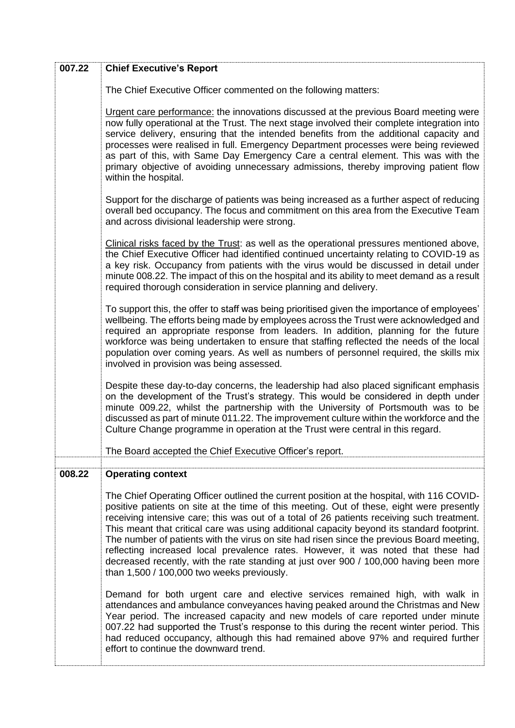| | |
|---|---|
| **007.22** | **Chief Executive's Report**<br><br>The Chief Executive Officer commented on the following matters:<br><br><u>Urgent care performance:</u> the innovations discussed at the previous Board meeting were now fully operational at the Trust. The next stage involved their complete integration into service delivery, ensuring that the intended benefits from the additional capacity and processes were realised in full. Emergency Department processes were being reviewed as part of this, with Same Day Emergency Care a central element. This was with the primary objective of avoiding unnecessary admissions, thereby improving patient flow within the hospital.<br><br>Support for the discharge of patients was being increased as a further aspect of reducing overall bed occupancy. The focus and commitment on this area from the Executive Team and across divisional leadership were strong.<br><br><u>Clinical risks faced by the Trust</u>: as well as the operational pressures mentioned above, the Chief Executive Officer had identified continued uncertainty relating to COVID-19 as a key risk. Occupancy from patients with the virus would be discussed in detail under minute 008.22. The impact of this on the hospital and its ability to meet demand as a result required thorough consideration in service planning and delivery.<br><br>To support this, the offer to staff was being prioritised given the importance of employees' wellbeing. The efforts being made by employees across the Trust were acknowledged and required an appropriate response from leaders. In addition, planning for the future workforce was being undertaken to ensure that staffing reflected the needs of the local population over coming years. As well as numbers of personnel required, the skills mix involved in provision was being assessed.<br><br>Despite these day-to-day concerns, the leadership had also placed significant emphasis on the development of the Trust's strategy. This would be considered in depth under minute 009.22, whilst the partnership with the University of Portsmouth was to be discussed as part of minute 011.22. The improvement culture within the workforce and the Culture Change programme in operation at the Trust were central in this regard.<br><br>The Board accepted the Chief Executive Officer's report. |
| | |
| **008.22** | **Operating context**<br><br>The Chief Operating Officer outlined the current position at the hospital, with 116 COVID-positive patients on site at the time of this meeting. Out of these, eight were presently receiving intensive care; this was out of a total of 26 patients receiving such treatment. This meant that critical care was using additional capacity beyond its standard footprint. The number of patients with the virus on site had risen since the previous Board meeting, reflecting increased local prevalence rates. However, it was noted that these had decreased recently, with the rate standing at just over 900 / 100,000 having been more than 1,500 / 100,000 two weeks previously.<br><br>Demand for both urgent care and elective services remained high, with walk in attendances and ambulance conveyances having peaked around the Christmas and New Year period. The increased capacity and new models of care reported under minute 007.22 had supported the Trust's response to this during the recent winter period. This had reduced occupancy, although this had remained above 97% and required further effort to continue the downward trend. |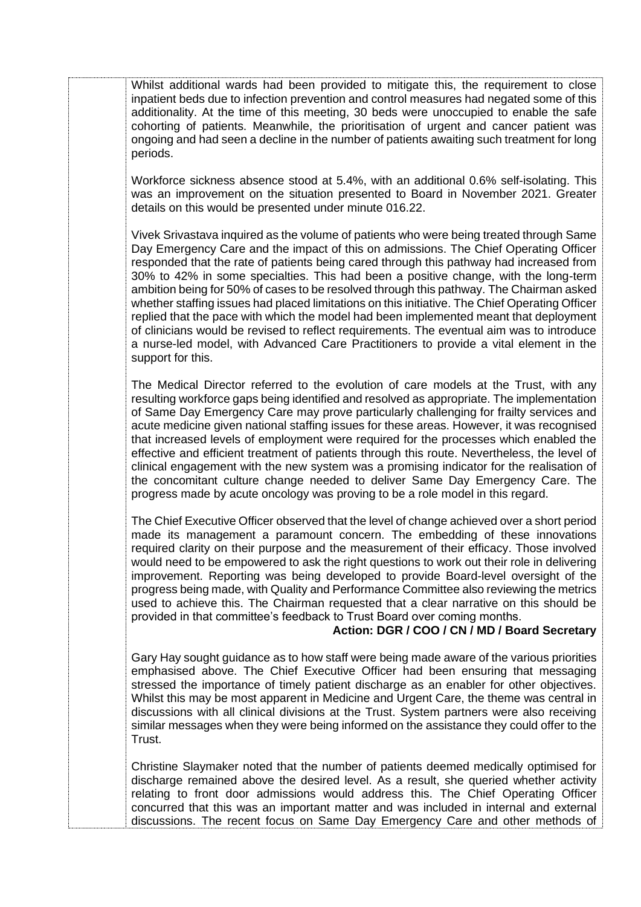Whilst additional wards had been provided to mitigate this, the requirement to close inpatient beds due to infection prevention and control measures had negated some of this additionality. At the time of this meeting, 30 beds were unoccupied to enable the safe cohorting of patients. Meanwhile, the prioritisation of urgent and cancer patient was ongoing and had seen a decline in the number of patients awaiting such treatment for long periods.

Workforce sickness absence stood at 5.4%, with an additional 0.6% self-isolating. This was an improvement on the situation presented to Board in November 2021. Greater details on this would be presented under minute 016.22.

Vivek Srivastava inquired as the volume of patients who were being treated through Same Day Emergency Care and the impact of this on admissions. The Chief Operating Officer responded that the rate of patients being cared through this pathway had increased from 30% to 42% in some specialties. This had been a positive change, with the long-term ambition being for 50% of cases to be resolved through this pathway. The Chairman asked whether staffing issues had placed limitations on this initiative. The Chief Operating Officer replied that the pace with which the model had been implemented meant that deployment of clinicians would be revised to reflect requirements. The eventual aim was to introduce a nurse-led model, with Advanced Care Practitioners to provide a vital element in the support for this.

The Medical Director referred to the evolution of care models at the Trust, with any resulting workforce gaps being identified and resolved as appropriate. The implementation of Same Day Emergency Care may prove particularly challenging for frailty services and acute medicine given national staffing issues for these areas. However, it was recognised that increased levels of employment were required for the processes which enabled the effective and efficient treatment of patients through this route. Nevertheless, the level of clinical engagement with the new system was a promising indicator for the realisation of the concomitant culture change needed to deliver Same Day Emergency Care. The progress made by acute oncology was proving to be a role model in this regard.

The Chief Executive Officer observed that the level of change achieved over a short period made its management a paramount concern. The embedding of these innovations required clarity on their purpose and the measurement of their efficacy. Those involved would need to be empowered to ask the right questions to work out their role in delivering improvement. Reporting was being developed to provide Board-level oversight of the progress being made, with Quality and Performance Committee also reviewing the metrics used to achieve this. The Chairman requested that a clear narrative on this should be provided in that committee's feedback to Trust Board over coming months.

**Action: DGR / COO / CN / MD / Board Secretary**

Gary Hay sought guidance as to how staff were being made aware of the various priorities emphasised above. The Chief Executive Officer had been ensuring that messaging stressed the importance of timely patient discharge as an enabler for other objectives. Whilst this may be most apparent in Medicine and Urgent Care, the theme was central in discussions with all clinical divisions at the Trust. System partners were also receiving similar messages when they were being informed on the assistance they could offer to the Trust.

Christine Slaymaker noted that the number of patients deemed medically optimised for discharge remained above the desired level. As a result, she queried whether activity relating to front door admissions would address this. The Chief Operating Officer concurred that this was an important matter and was included in internal and external discussions. The recent focus on Same Day Emergency Care and other methods of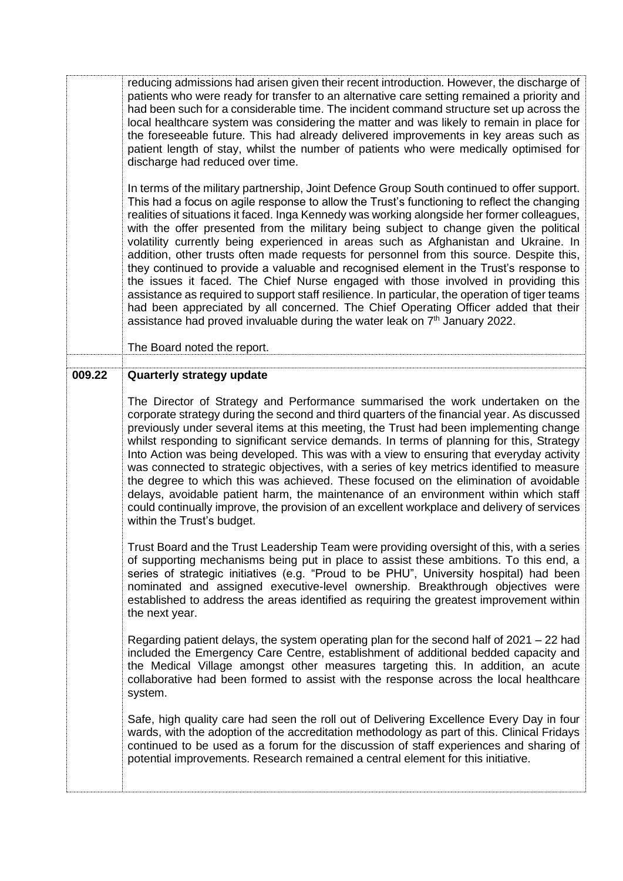| | |
|---|---|
| | reducing admissions had arisen given their recent introduction. However, the discharge of patients who were ready for transfer to an alternative care setting remained a priority and had been such for a considerable time. The incident command structure set up across the local healthcare system was considering the matter and was likely to remain in place for the foreseeable future. This had already delivered improvements in key areas such as patient length of stay, whilst the number of patients who were medically optimised for discharge had reduced over time.<br><br>In terms of the military partnership, Joint Defence Group South continued to offer support. This had a focus on agile response to allow the Trust's functioning to reflect the changing realities of situations it faced. Inga Kennedy was working alongside her former colleagues, with the offer presented from the military being subject to change given the political volatility currently being experienced in areas such as Afghanistan and Ukraine. In addition, other trusts often made requests for personnel from this source. Despite this, they continued to provide a valuable and recognised element in the Trust's response to the issues it faced. The Chief Nurse engaged with those involved in providing this assistance as required to support staff resilience. In particular, the operation of tiger teams had been appreciated by all concerned. The Chief Operating Officer added that their assistance had proved invaluable during the water leak on 7th January 2022.<br><br>The Board noted the report. |
| | |
| **009.22** | **Quarterly strategy update**<br><br>The Director of Strategy and Performance summarised the work undertaken on the corporate strategy during the second and third quarters of the financial year. As discussed previously under several items at this meeting, the Trust had been implementing change whilst responding to significant service demands. In terms of planning for this, Strategy Into Action was being developed. This was with a view to ensuring that everyday activity was connected to strategic objectives, with a series of key metrics identified to measure the degree to which this was achieved. These focused on the elimination of avoidable delays, avoidable patient harm, the maintenance of an environment within which staff could continually improve, the provision of an excellent workplace and delivery of services within the Trust's budget.<br><br>Trust Board and the Trust Leadership Team were providing oversight of this, with a series of supporting mechanisms being put in place to assist these ambitions. To this end, a series of strategic initiatives (e.g. "Proud to be PHU", University hospital) had been nominated and assigned executive-level ownership. Breakthrough objectives were established to address the areas identified as requiring the greatest improvement within the next year.<br><br>Regarding patient delays, the system operating plan for the second half of 2021 – 22 had included the Emergency Care Centre, establishment of additional bedded capacity and the Medical Village amongst other measures targeting this. In addition, an acute collaborative had been formed to assist with the response across the local healthcare system.<br><br>Safe, high quality care had seen the roll out of Delivering Excellence Every Day in four wards, with the adoption of the accreditation methodology as part of this. Clinical Fridays continued to be used as a forum for the discussion of staff experiences and sharing of potential improvements. Research remained a central element for this initiative. |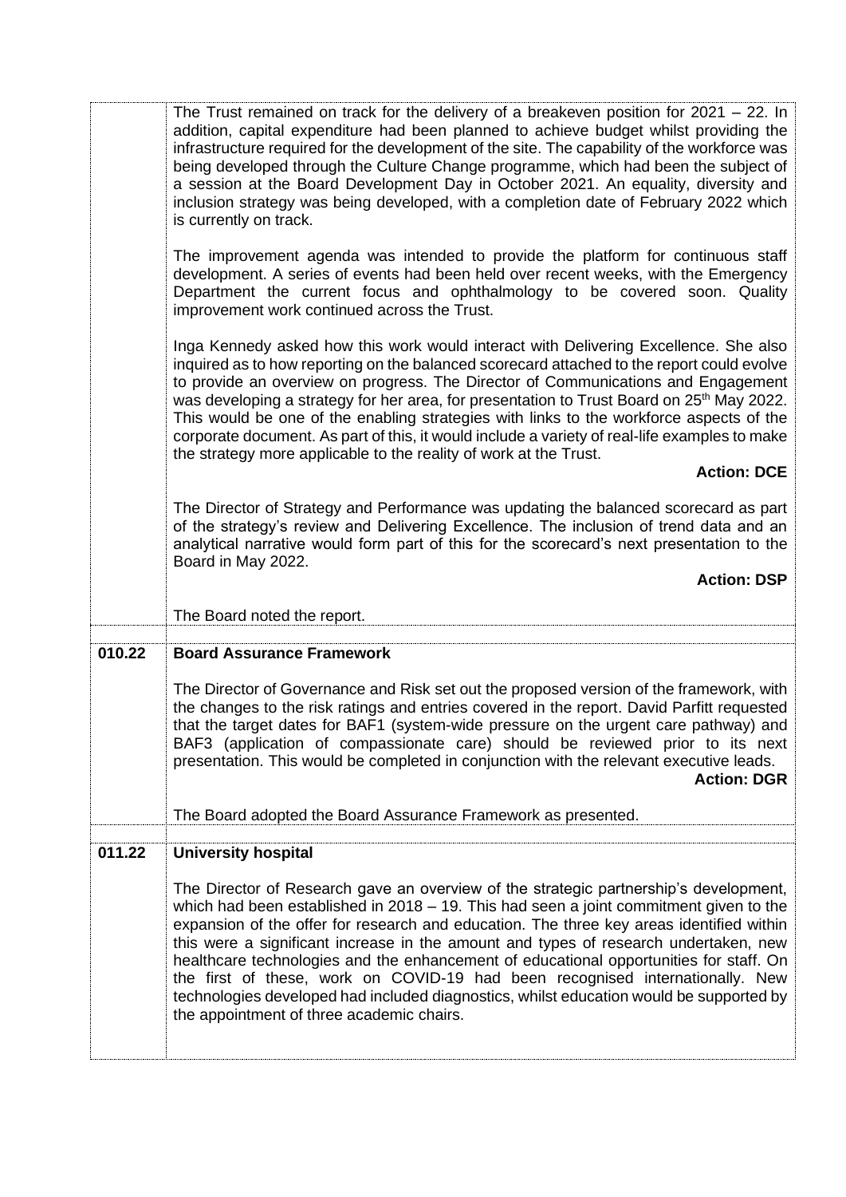| | |
|---|---|
| | The Trust remained on track for the delivery of a breakeven position for 2021 – 22. In addition, capital expenditure had been planned to achieve budget whilst providing the infrastructure required for the development of the site. The capability of the workforce was being developed through the Culture Change programme, which had been the subject of a session at the Board Development Day in October 2021. An equality, diversity and inclusion strategy was being developed, with a completion date of February 2022 which is currently on track.<br><br>The improvement agenda was intended to provide the platform for continuous staff development. A series of events had been held over recent weeks, with the Emergency Department the current focus and ophthalmology to be covered soon. Quality improvement work continued across the Trust.<br><br>Inga Kennedy asked how this work would interact with Delivering Excellence. She also inquired as to how reporting on the balanced scorecard attached to the report could evolve to provide an overview on progress. The Director of Communications and Engagement was developing a strategy for her area, for presentation to Trust Board on 25th May 2022. This would be one of the enabling strategies with links to the workforce aspects of the corporate document. As part of this, it would include a variety of real-life examples to make the strategy more applicable to the reality of work at the Trust.<br>**Action: DCE**<br><br>The Director of Strategy and Performance was updating the balanced scorecard as part of the strategy's review and Delivering Excellence. The inclusion of trend data and an analytical narrative would form part of this for the scorecard's next presentation to the Board in May 2022.<br>**Action: DSP**<br><br>The Board noted the report. |
| **010.22** | **Board Assurance Framework**<br><br>The Director of Governance and Risk set out the proposed version of the framework, with the changes to the risk ratings and entries covered in the report. David Parfitt requested that the target dates for BAF1 (system-wide pressure on the urgent care pathway) and BAF3 (application of compassionate care) should be reviewed prior to its next presentation. This would be completed in conjunction with the relevant executive leads.<br>**Action: DGR**<br><br>The Board adopted the Board Assurance Framework as presented. |
| **011.22** | **University hospital**<br><br>The Director of Research gave an overview of the strategic partnership's development, which had been established in 2018 – 19. This had seen a joint commitment given to the expansion of the offer for research and education. The three key areas identified within this were a significant increase in the amount and types of research undertaken, new healthcare technologies and the enhancement of educational opportunities for staff. On the first of these, work on COVID-19 had been recognised internationally. New technologies developed had included diagnostics, whilst education would be supported by the appointment of three academic chairs. |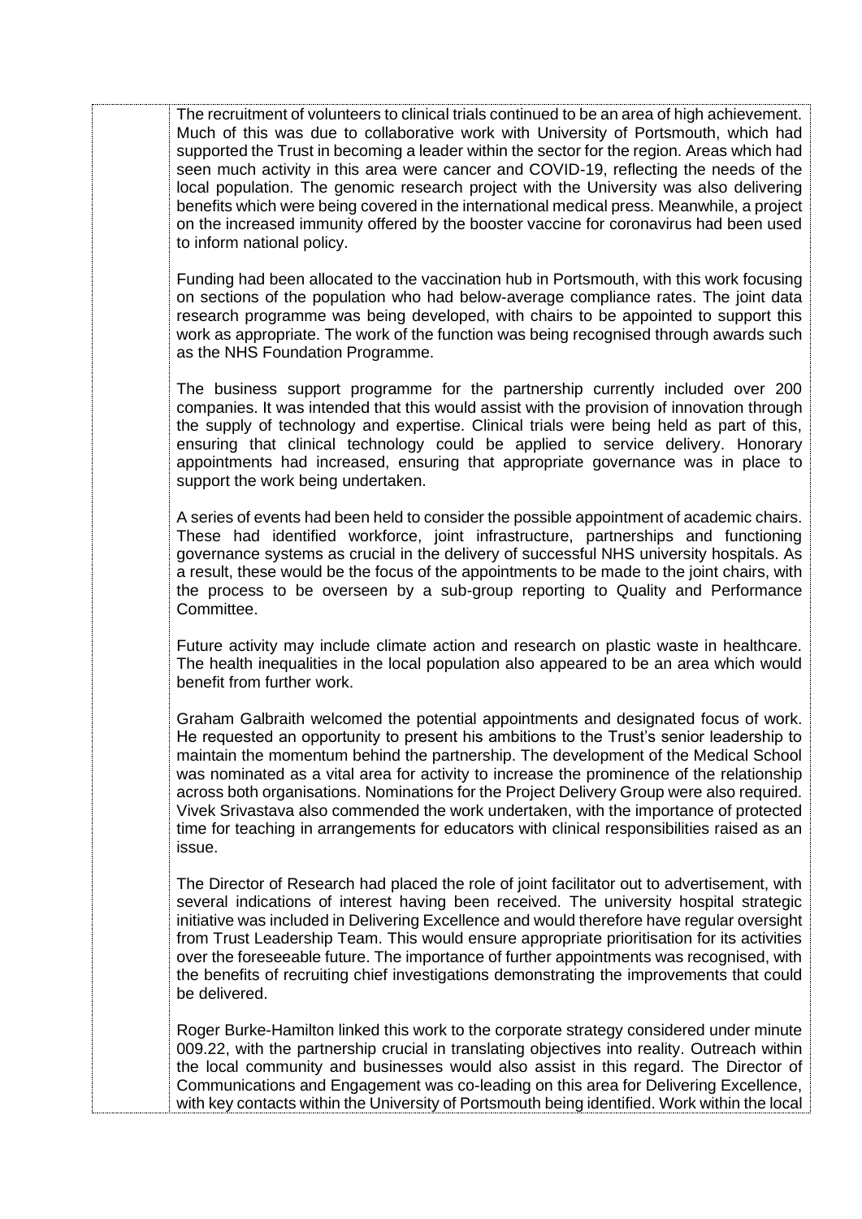The recruitment of volunteers to clinical trials continued to be an area of high achievement. Much of this was due to collaborative work with University of Portsmouth, which had supported the Trust in becoming a leader within the sector for the region. Areas which had seen much activity in this area were cancer and COVID-19, reflecting the needs of the local population. The genomic research project with the University was also delivering benefits which were being covered in the international medical press. Meanwhile, a project on the increased immunity offered by the booster vaccine for coronavirus had been used to inform national policy.

Funding had been allocated to the vaccination hub in Portsmouth, with this work focusing on sections of the population who had below-average compliance rates. The joint data research programme was being developed, with chairs to be appointed to support this work as appropriate. The work of the function was being recognised through awards such as the NHS Foundation Programme.

The business support programme for the partnership currently included over 200 companies. It was intended that this would assist with the provision of innovation through the supply of technology and expertise. Clinical trials were being held as part of this, ensuring that clinical technology could be applied to service delivery. Honorary appointments had increased, ensuring that appropriate governance was in place to support the work being undertaken.

A series of events had been held to consider the possible appointment of academic chairs. These had identified workforce, joint infrastructure, partnerships and functioning governance systems as crucial in the delivery of successful NHS university hospitals. As a result, these would be the focus of the appointments to be made to the joint chairs, with the process to be overseen by a sub-group reporting to Quality and Performance Committee.

Future activity may include climate action and research on plastic waste in healthcare. The health inequalities in the local population also appeared to be an area which would benefit from further work.

Graham Galbraith welcomed the potential appointments and designated focus of work. He requested an opportunity to present his ambitions to the Trust's senior leadership to maintain the momentum behind the partnership. The development of the Medical School was nominated as a vital area for activity to increase the prominence of the relationship across both organisations. Nominations for the Project Delivery Group were also required. Vivek Srivastava also commended the work undertaken, with the importance of protected time for teaching in arrangements for educators with clinical responsibilities raised as an issue.

The Director of Research had placed the role of joint facilitator out to advertisement, with several indications of interest having been received. The university hospital strategic initiative was included in Delivering Excellence and would therefore have regular oversight from Trust Leadership Team. This would ensure appropriate prioritisation for its activities over the foreseeable future. The importance of further appointments was recognised, with the benefits of recruiting chief investigations demonstrating the improvements that could be delivered.

Roger Burke-Hamilton linked this work to the corporate strategy considered under minute 009.22, with the partnership crucial in translating objectives into reality. Outreach within the local community and businesses would also assist in this regard. The Director of Communications and Engagement was co-leading on this area for Delivering Excellence, with key contacts within the University of Portsmouth being identified. Work within the local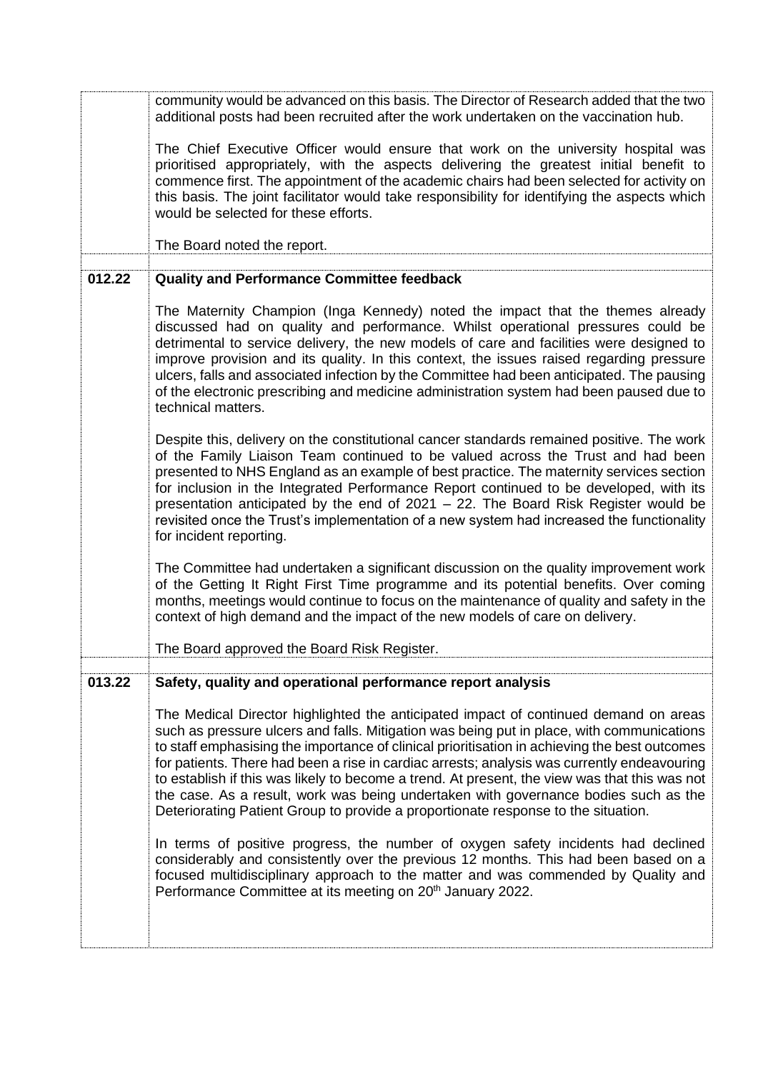| | |
|---|---|
| | community would be advanced on this basis. The Director of Research added that the two additional posts had been recruited after the work undertaken on the vaccination hub.<br><br>The Chief Executive Officer would ensure that work on the university hospital was prioritised appropriately, with the aspects delivering the greatest initial benefit to commence first. The appointment of the academic chairs had been selected for activity on this basis. The joint facilitator would take responsibility for identifying the aspects which would be selected for these efforts.<br><br>The Board noted the report. |
| **012.22** | **Quality and Performance Committee feedback**<br><br>The Maternity Champion (Inga Kennedy) noted the impact that the themes already discussed had on quality and performance. Whilst operational pressures could be detrimental to service delivery, the new models of care and facilities were designed to improve provision and its quality. In this context, the issues raised regarding pressure ulcers, falls and associated infection by the Committee had been anticipated. The pausing of the electronic prescribing and medicine administration system had been paused due to technical matters.<br><br>Despite this, delivery on the constitutional cancer standards remained positive. The work of the Family Liaison Team continued to be valued across the Trust and had been presented to NHS England as an example of best practice. The maternity services section for inclusion in the Integrated Performance Report continued to be developed, with its presentation anticipated by the end of 2021 – 22. The Board Risk Register would be revisited once the Trust's implementation of a new system had increased the functionality for incident reporting.<br><br>The Committee had undertaken a significant discussion on the quality improvement work of the Getting It Right First Time programme and its potential benefits. Over coming months, meetings would continue to focus on the maintenance of quality and safety in the context of high demand and the impact of the new models of care on delivery.<br><br>The Board approved the Board Risk Register. |
| **013.22** | **Safety, quality and operational performance report analysis**<br><br>The Medical Director highlighted the anticipated impact of continued demand on areas such as pressure ulcers and falls. Mitigation was being put in place, with communications to staff emphasising the importance of clinical prioritisation in achieving the best outcomes for patients. There had been a rise in cardiac arrests; analysis was currently endeavouring to establish if this was likely to become a trend. At present, the view was that this was not the case. As a result, work was being undertaken with governance bodies such as the Deteriorating Patient Group to provide a proportionate response to the situation.<br><br>In terms of positive progress, the number of oxygen safety incidents had declined considerably and consistently over the previous 12 months. This had been based on a focused multidisciplinary approach to the matter and was commended by Quality and Performance Committee at its meeting on 20th January 2022. |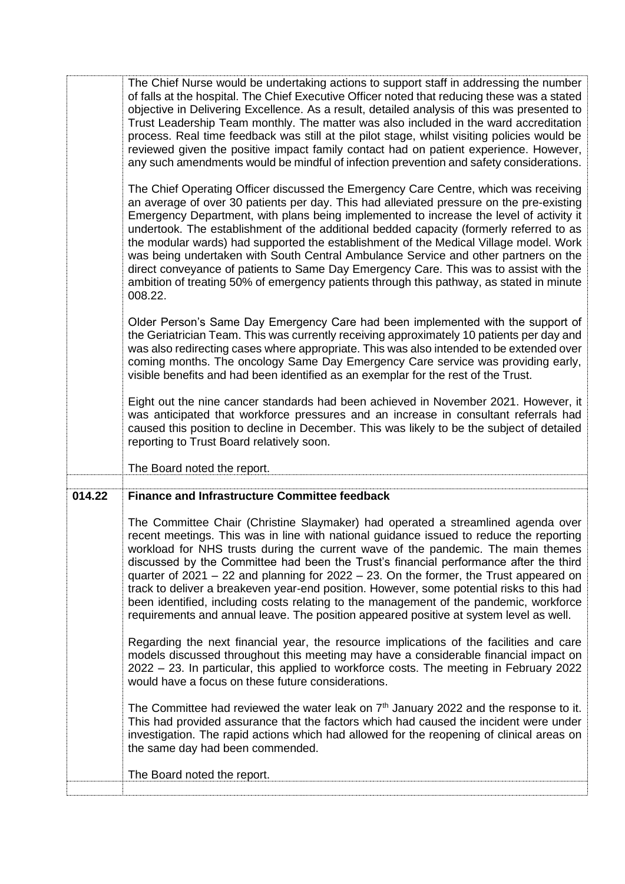The Chief Nurse would be undertaking actions to support staff in addressing the number of falls at the hospital. The Chief Executive Officer noted that reducing these was a stated objective in Delivering Excellence. As a result, detailed analysis of this was presented to Trust Leadership Team monthly. The matter was also included in the ward accreditation process. Real time feedback was still at the pilot stage, whilst visiting policies would be reviewed given the positive impact family contact had on patient experience. However, any such amendments would be mindful of infection prevention and safety considerations.

The Chief Operating Officer discussed the Emergency Care Centre, which was receiving an average of over 30 patients per day. This had alleviated pressure on the pre-existing Emergency Department, with plans being implemented to increase the level of activity it undertook. The establishment of the additional bedded capacity (formerly referred to as the modular wards) had supported the establishment of the Medical Village model. Work was being undertaken with South Central Ambulance Service and other partners on the direct conveyance of patients to Same Day Emergency Care. This was to assist with the ambition of treating 50% of emergency patients through this pathway, as stated in minute 008.22.

Older Person's Same Day Emergency Care had been implemented with the support of the Geriatrician Team. This was currently receiving approximately 10 patients per day and was also redirecting cases where appropriate. This was also intended to be extended over coming months. The oncology Same Day Emergency Care service was providing early, visible benefits and had been identified as an exemplar for the rest of the Trust.

Eight out the nine cancer standards had been achieved in November 2021. However, it was anticipated that workforce pressures and an increase in consultant referrals had caused this position to decline in December. This was likely to be the subject of detailed reporting to Trust Board relatively soon.

The Board noted the report.

## 014.22 Finance and Infrastructure Committee feedback

The Committee Chair (Christine Slaymaker) had operated a streamlined agenda over recent meetings. This was in line with national guidance issued to reduce the reporting workload for NHS trusts during the current wave of the pandemic. The main themes discussed by the Committee had been the Trust's financial performance after the third quarter of 2021 – 22 and planning for 2022 – 23. On the former, the Trust appeared on track to deliver a breakeven year-end position. However, some potential risks to this had been identified, including costs relating to the management of the pandemic, workforce requirements and annual leave. The position appeared positive at system level as well.

Regarding the next financial year, the resource implications of the facilities and care models discussed throughout this meeting may have a considerable financial impact on 2022 – 23. In particular, this applied to workforce costs. The meeting in February 2022 would have a focus on these future considerations.

The Committee had reviewed the water leak on 7th January 2022 and the response to it. This had provided assurance that the factors which had caused the incident were under investigation. The rapid actions which had allowed for the reopening of clinical areas on the same day had been commended.

The Board noted the report.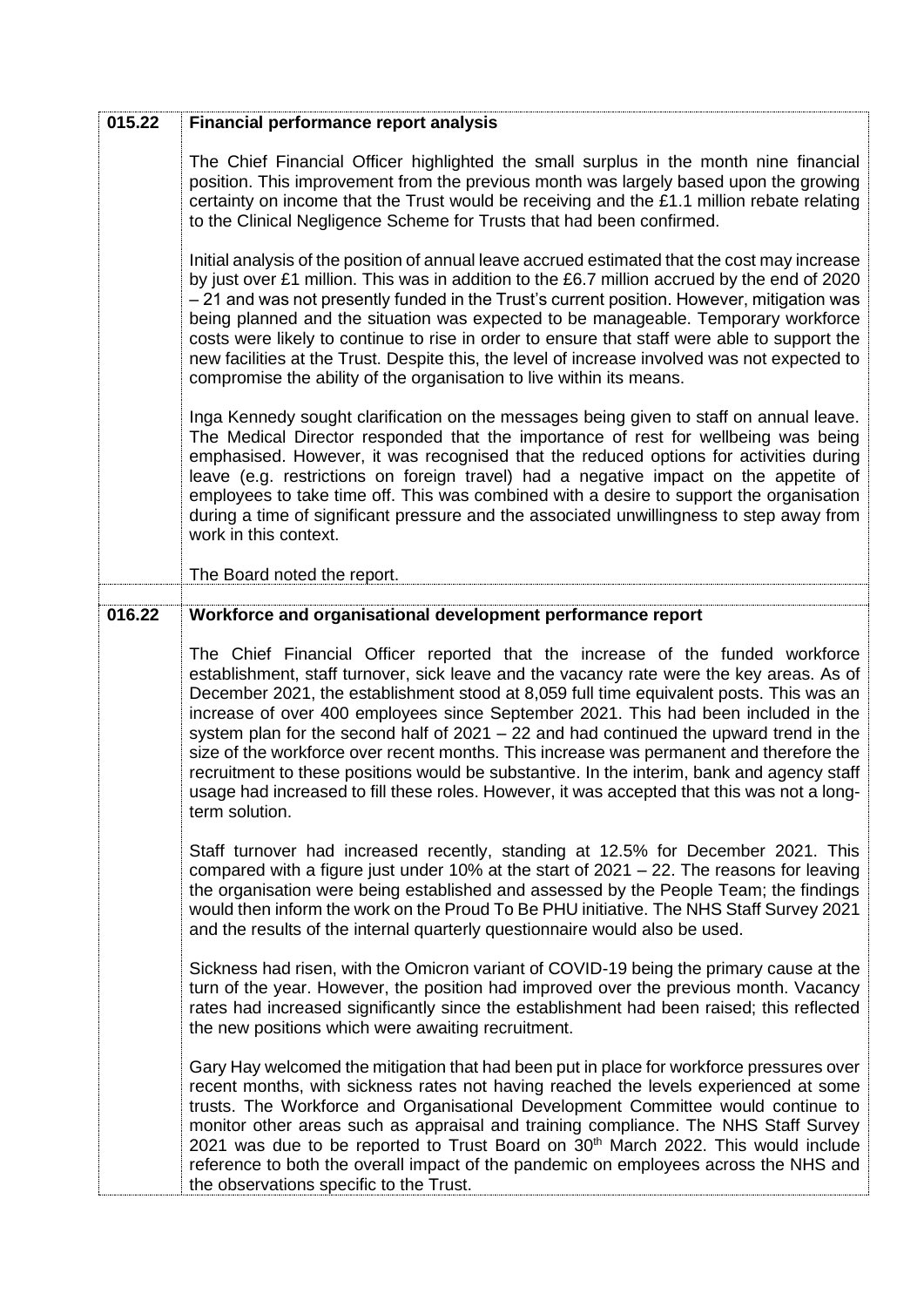| | |
|---|---|
| **015.22** | **Financial performance report analysis**<br><br>The Chief Financial Officer highlighted the small surplus in the month nine financial position. This improvement from the previous month was largely based upon the growing certainty on income that the Trust would be receiving and the £1.1 million rebate relating to the Clinical Negligence Scheme for Trusts that had been confirmed.<br><br>Initial analysis of the position of annual leave accrued estimated that the cost may increase by just over £1 million. This was in addition to the £6.7 million accrued by the end of 2020 – 21 and was not presently funded in the Trust's current position. However, mitigation was being planned and the situation was expected to be manageable. Temporary workforce costs were likely to continue to rise in order to ensure that staff were able to support the new facilities at the Trust. Despite this, the level of increase involved was not expected to compromise the ability of the organisation to live within its means.<br><br>Inga Kennedy sought clarification on the messages being given to staff on annual leave. The Medical Director responded that the importance of rest for wellbeing was being emphasised. However, it was recognised that the reduced options for activities during leave (e.g. restrictions on foreign travel) had a negative impact on the appetite of employees to take time off. This was combined with a desire to support the organisation during a time of significant pressure and the associated unwillingness to step away from work in this context.<br><br>The Board noted the report. |
| | |
| **016.22** | **Workforce and organisational development performance report**<br><br>The Chief Financial Officer reported that the increase of the funded workforce establishment, staff turnover, sick leave and the vacancy rate were the key areas. As of December 2021, the establishment stood at 8,059 full time equivalent posts. This was an increase of over 400 employees since September 2021. This had been included in the system plan for the second half of 2021 – 22 and had continued the upward trend in the size of the workforce over recent months. This increase was permanent and therefore the recruitment to these positions would be substantive. In the interim, bank and agency staff usage had increased to fill these roles. However, it was accepted that this was not a long-term solution.<br><br>Staff turnover had increased recently, standing at 12.5% for December 2021. This compared with a figure just under 10% at the start of 2021 – 22. The reasons for leaving the organisation were being established and assessed by the People Team; the findings would then inform the work on the Proud To Be PHU initiative. The NHS Staff Survey 2021 and the results of the internal quarterly questionnaire would also be used.<br><br>Sickness had risen, with the Omicron variant of COVID-19 being the primary cause at the turn of the year. However, the position had improved over the previous month. Vacancy rates had increased significantly since the establishment had been raised; this reflected the new positions which were awaiting recruitment.<br><br>Gary Hay welcomed the mitigation that had been put in place for workforce pressures over recent months, with sickness rates not having reached the levels experienced at some trusts. The Workforce and Organisational Development Committee would continue to monitor other areas such as appraisal and training compliance. The NHS Staff Survey 2021 was due to be reported to Trust Board on 30th March 2022. This would include reference to both the overall impact of the pandemic on employees across the NHS and the observations specific to the Trust. |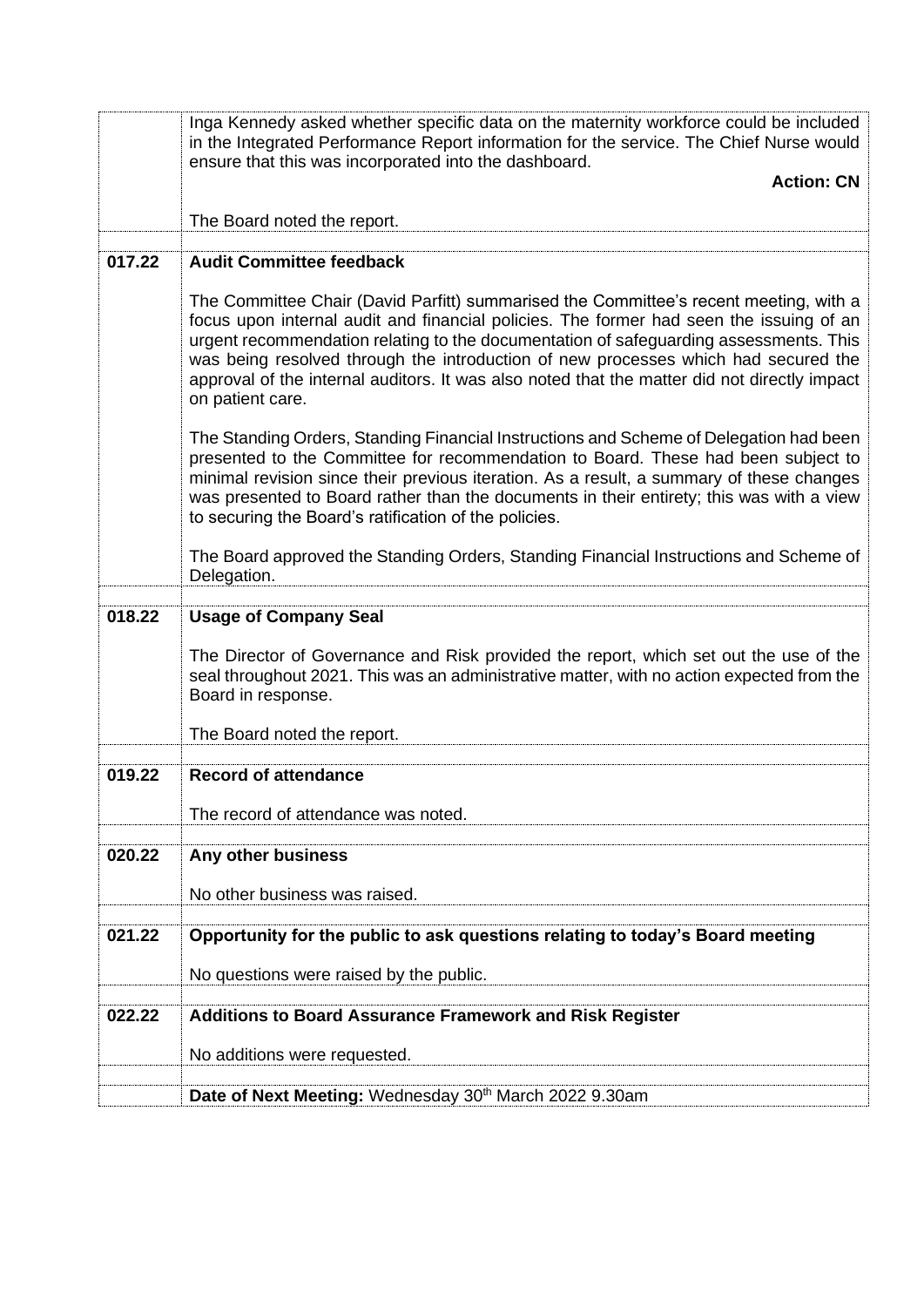| | |
|---|---|
| | Inga Kennedy asked whether specific data on the maternity workforce could be included in the Integrated Performance Report information for the service. The Chief Nurse would ensure that this was incorporated into the dashboard.<br>**Action: CN**<br><br>The Board noted the report. |
| | |
| **017.22** | **Audit Committee feedback**<br><br>The Committee Chair (David Parfitt) summarised the Committee's recent meeting, with a focus upon internal audit and financial policies. The former had seen the issuing of an urgent recommendation relating to the documentation of safeguarding assessments. This was being resolved through the introduction of new processes which had secured the approval of the internal auditors. It was also noted that the matter did not directly impact on patient care.<br><br>The Standing Orders, Standing Financial Instructions and Scheme of Delegation had been presented to the Committee for recommendation to Board. These had been subject to minimal revision since their previous iteration. As a result, a summary of these changes was presented to Board rather than the documents in their entirety; this was with a view to securing the Board's ratification of the policies.<br><br>The Board approved the Standing Orders, Standing Financial Instructions and Scheme of Delegation. |
| | |
| **018.22** | **Usage of Company Seal**<br><br>The Director of Governance and Risk provided the report, which set out the use of the seal throughout 2021. This was an administrative matter, with no action expected from the Board in response.<br><br>The Board noted the report. |
| | |
| **019.22** | **Record of attendance**<br><br>The record of attendance was noted. |
| | |
| **020.22** | **Any other business**<br><br>No other business was raised. |
| | |
| **021.22** | **Opportunity for the public to ask questions relating to today's Board meeting**<br><br>No questions were raised by the public. |
| | |
| **022.22** | **Additions to Board Assurance Framework and Risk Register**<br><br>No additions were requested. |
| | |
| | **Date of Next Meeting:** Wednesday 30th March 2022 9.30am |